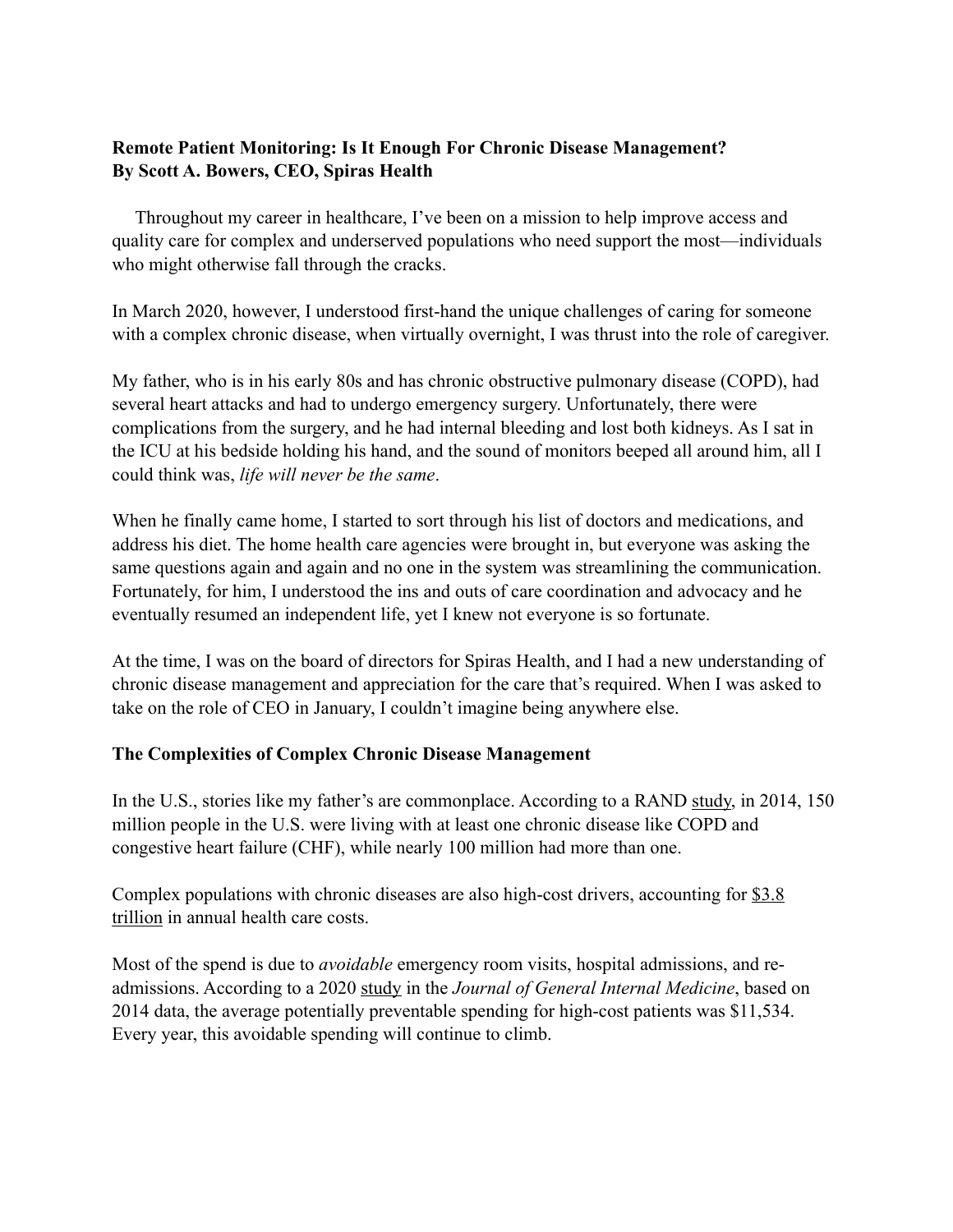**Remote Patient Monitoring: Is It Enough For Chronic Disease Management?**
**By Scott A. Bowers, CEO, Spiras Health**

Throughout my career in healthcare, I've been on a mission to help improve access and quality care for complex and underserved populations who need support the most—individuals who might otherwise fall through the cracks.

In March 2020, however, I understood first-hand the unique challenges of caring for someone with a complex chronic disease, when virtually overnight, I was thrust into the role of caregiver.

My father, who is in his early 80s and has chronic obstructive pulmonary disease (COPD), had several heart attacks and had to undergo emergency surgery. Unfortunately, there were complications from the surgery, and he had internal bleeding and lost both kidneys. As I sat in the ICU at his bedside holding his hand, and the sound of monitors beeped all around him, all I could think was, *life will never be the same*.

When he finally came home, I started to sort through his list of doctors and medications, and address his diet. The home health care agencies were brought in, but everyone was asking the same questions again and again and no one in the system was streamlining the communication. Fortunately, for him, I understood the ins and outs of care coordination and advocacy and he eventually resumed an independent life, yet I knew not everyone is so fortunate.

At the time, I was on the board of directors for Spiras Health, and I had a new understanding of chronic disease management and appreciation for the care that's required. When I was asked to take on the role of CEO in January, I couldn't imagine being anywhere else.

## The Complexities of Complex Chronic Disease Management

In the U.S., stories like my father's are commonplace. According to a RAND study, in 2014, 150 million people in the U.S. were living with at least one chronic disease like COPD and congestive heart failure (CHF), while nearly 100 million had more than one.

Complex populations with chronic diseases are also high-cost drivers, accounting for $3.8 trillion in annual health care costs.

Most of the spend is due to *avoidable* emergency room visits, hospital admissions, and re-admissions. According to a 2020 study in the *Journal of General Internal Medicine*, based on 2014 data, the average potentially preventable spending for high-cost patients was $11,534. Every year, this avoidable spending will continue to climb.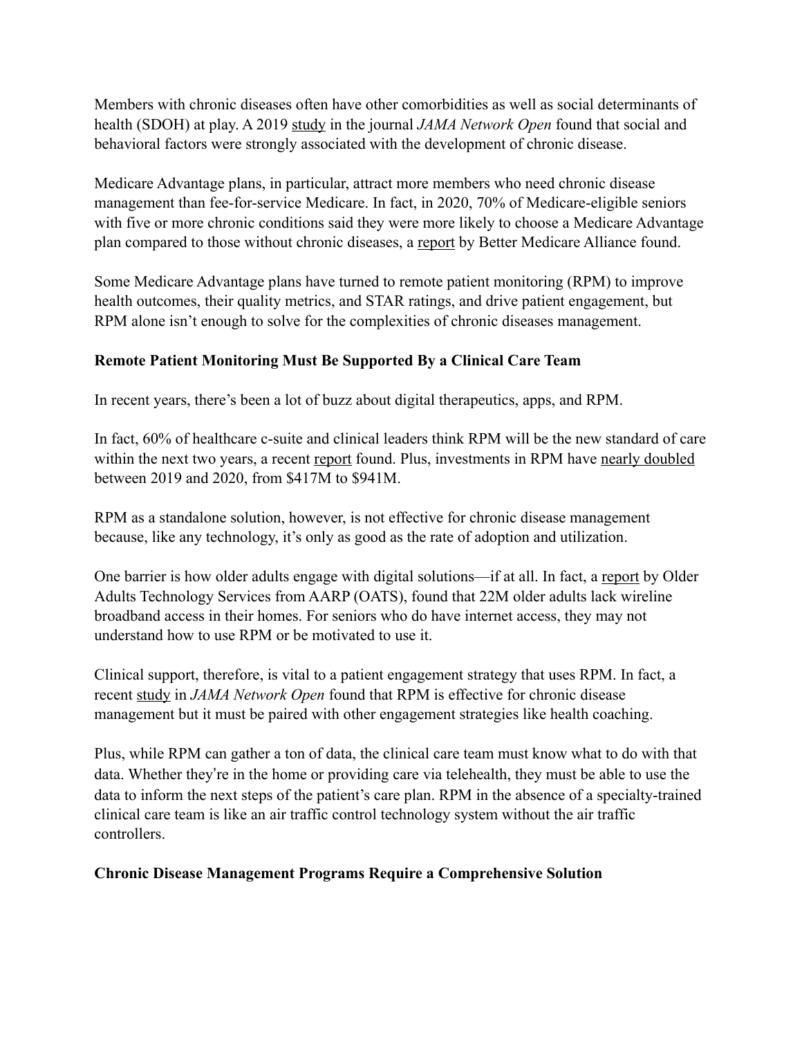Members with chronic diseases often have other comorbidities as well as social determinants of health (SDOH) at play. A 2019 study in the journal *JAMA Network Open* found that social and behavioral factors were strongly associated with the development of chronic disease.

Medicare Advantage plans, in particular, attract more members who need chronic disease management than fee-for-service Medicare. In fact, in 2020, 70% of Medicare-eligible seniors with five or more chronic conditions said they were more likely to choose a Medicare Advantage plan compared to those without chronic diseases, a report by Better Medicare Alliance found.

Some Medicare Advantage plans have turned to remote patient monitoring (RPM) to improve health outcomes, their quality metrics, and STAR ratings, and drive patient engagement, but RPM alone isn't enough to solve for the complexities of chronic diseases management.

**Remote Patient Monitoring Must Be Supported By a Clinical Care Team**

In recent years, there's been a lot of buzz about digital therapeutics, apps, and RPM.

In fact, 60% of healthcare c-suite and clinical leaders think RPM will be the new standard of care within the next two years, a recent report found. Plus, investments in RPM have nearly doubled between 2019 and 2020, from $417M to $941M.

RPM as a standalone solution, however, is not effective for chronic disease management because, like any technology, it's only as good as the rate of adoption and utilization.

One barrier is how older adults engage with digital solutions—if at all. In fact, a report by Older Adults Technology Services from AARP (OATS), found that 22M older adults lack wireline broadband access in their homes. For seniors who do have internet access, they may not understand how to use RPM or be motivated to use it.

Clinical support, therefore, is vital to a patient engagement strategy that uses RPM. In fact, a recent study in *JAMA Network Open* found that RPM is effective for chronic disease management but it must be paired with other engagement strategies like health coaching.

Plus, while RPM can gather a ton of data, the clinical care team must know what to do with that data. Whether they're in the home or providing care via telehealth, they must be able to use the data to inform the next steps of the patient's care plan. RPM in the absence of a specialty-trained clinical care team is like an air traffic control technology system without the air traffic controllers.

**Chronic Disease Management Programs Require a Comprehensive Solution**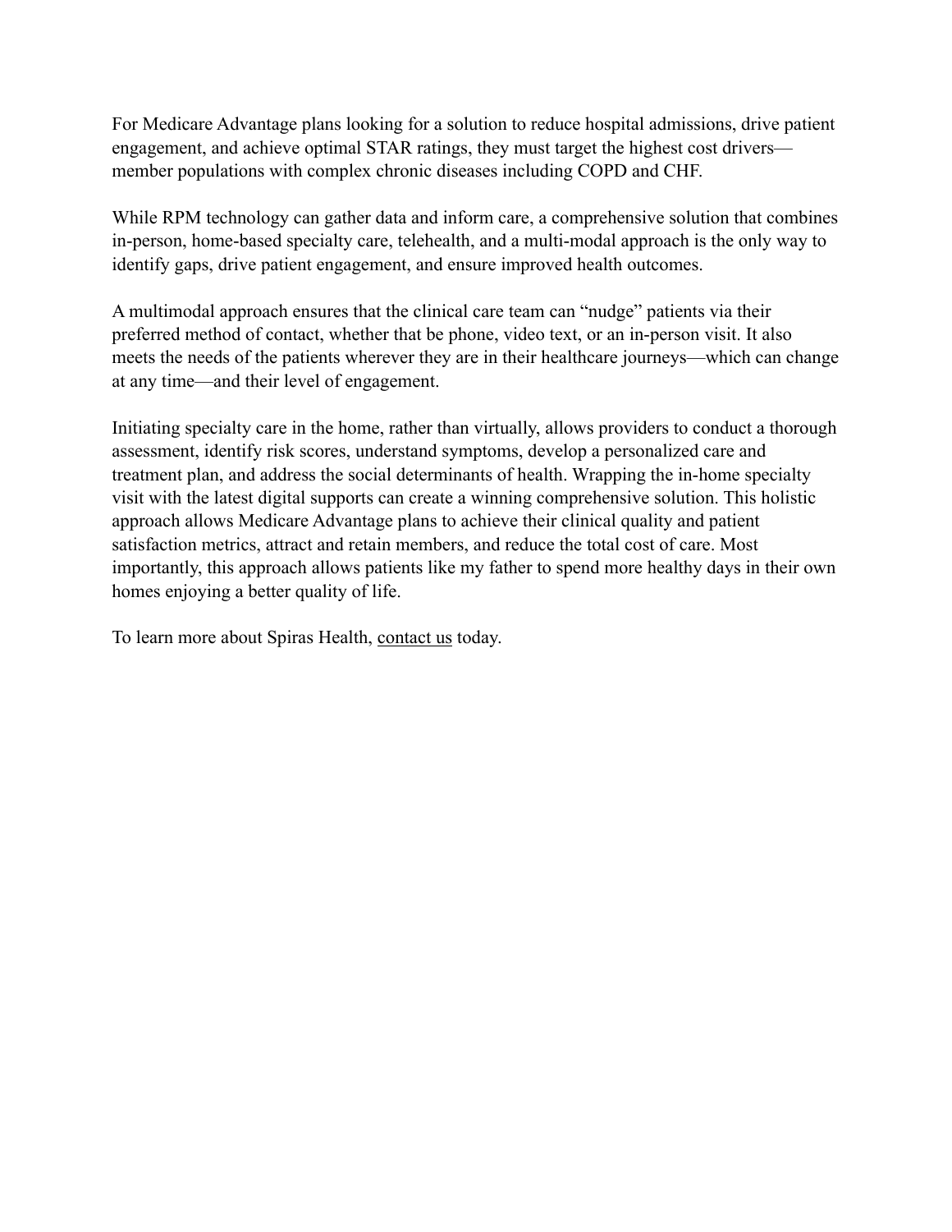For Medicare Advantage plans looking for a solution to reduce hospital admissions, drive patient engagement, and achieve optimal STAR ratings, they must target the highest cost drivers—member populations with complex chronic diseases including COPD and CHF.

While RPM technology can gather data and inform care, a comprehensive solution that combines in-person, home-based specialty care, telehealth, and a multi-modal approach is the only way to identify gaps, drive patient engagement, and ensure improved health outcomes.

A multimodal approach ensures that the clinical care team can "nudge" patients via their preferred method of contact, whether that be phone, video text, or an in-person visit. It also meets the needs of the patients wherever they are in their healthcare journeys—which can change at any time—and their level of engagement.

Initiating specialty care in the home, rather than virtually, allows providers to conduct a thorough assessment, identify risk scores, understand symptoms, develop a personalized care and treatment plan, and address the social determinants of health. Wrapping the in-home specialty visit with the latest digital supports can create a winning comprehensive solution. This holistic approach allows Medicare Advantage plans to achieve their clinical quality and patient satisfaction metrics, attract and retain members, and reduce the total cost of care. Most importantly, this approach allows patients like my father to spend more healthy days in their own homes enjoying a better quality of life.

To learn more about Spiras Health, contact us today.